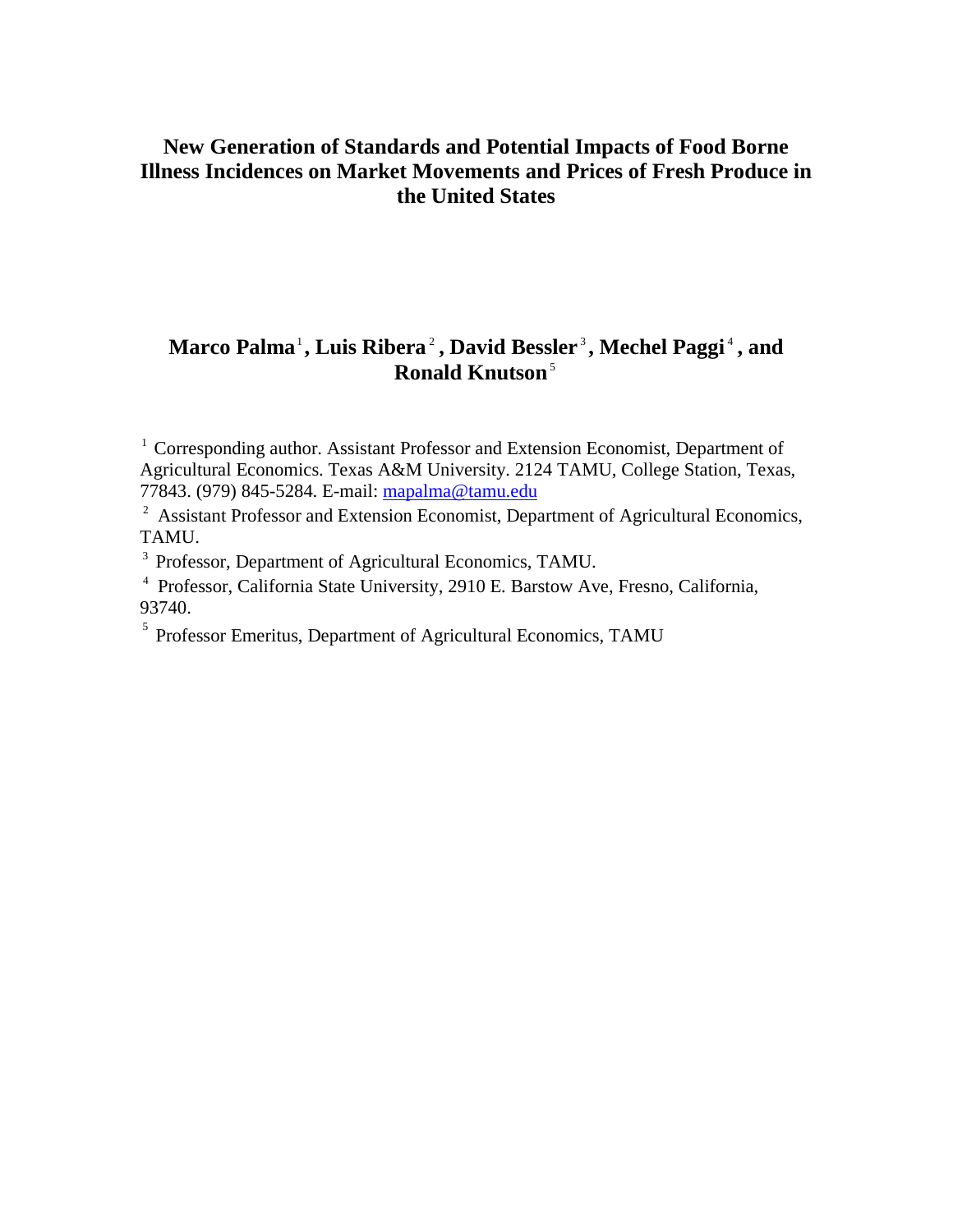# New Generation of Standards and Potential Impacts of Food Borne Illness Incidences on Market Movements and Prices of Fresh Produce in the United States

**Marco Palma[1], Luis Ribera[2], David Bessler[3], Mechel Paggi[4], and Ronald Knutson[5]**

[1] Corresponding author. Assistant Professor and Extension Economist, Department of Agricultural Economics. Texas A&M University. 2124 TAMU, College Station, Texas, 77843. (979) 845-5284. E-mail: mapalma@tamu.edu

[2] Assistant Professor and Extension Economist, Department of Agricultural Economics, TAMU.

[3] Professor, Department of Agricultural Economics, TAMU.

[4] Professor, California State University, 2910 E. Barstow Ave, Fresno, California, 93740.

[5] Professor Emeritus, Department of Agricultural Economics, TAMU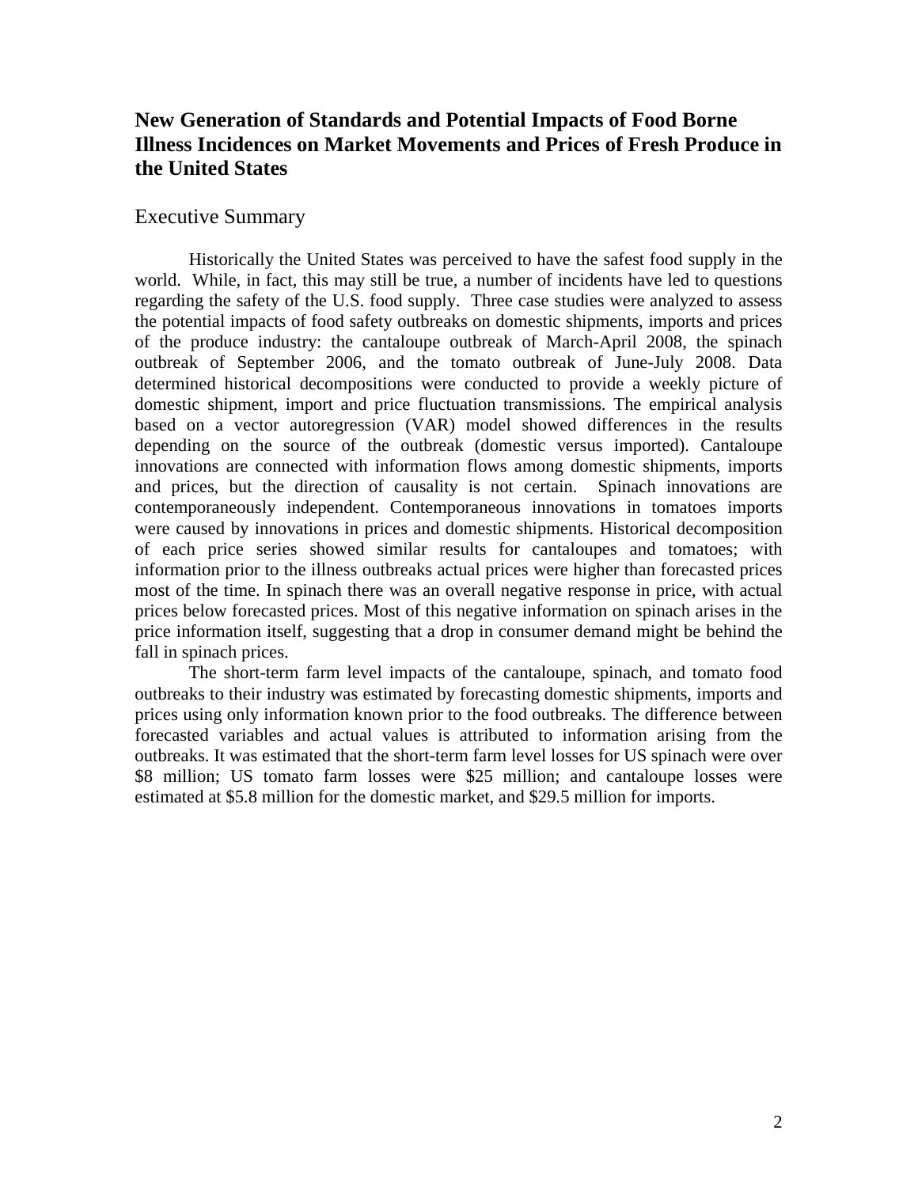# New Generation of Standards and Potential Impacts of Food Borne Illness Incidences on Market Movements and Prices of Fresh Produce in the United States

## Executive Summary

Historically the United States was perceived to have the safest food supply in the world. While, in fact, this may still be true, a number of incidents have led to questions regarding the safety of the U.S. food supply. Three case studies were analyzed to assess the potential impacts of food safety outbreaks on domestic shipments, imports and prices of the produce industry: the cantaloupe outbreak of March-April 2008, the spinach outbreak of September 2006, and the tomato outbreak of June-July 2008. Data determined historical decompositions were conducted to provide a weekly picture of domestic shipment, import and price fluctuation transmissions. The empirical analysis based on a vector autoregression (VAR) model showed differences in the results depending on the source of the outbreak (domestic versus imported). Cantaloupe innovations are connected with information flows among domestic shipments, imports and prices, but the direction of causality is not certain. Spinach innovations are contemporaneously independent. Contemporaneous innovations in tomatoes imports were caused by innovations in prices and domestic shipments. Historical decomposition of each price series showed similar results for cantaloupes and tomatoes; with information prior to the illness outbreaks actual prices were higher than forecasted prices most of the time. In spinach there was an overall negative response in price, with actual prices below forecasted prices. Most of this negative information on spinach arises in the price information itself, suggesting that a drop in consumer demand might be behind the fall in spinach prices.

The short-term farm level impacts of the cantaloupe, spinach, and tomato food outbreaks to their industry was estimated by forecasting domestic shipments, imports and prices using only information known prior to the food outbreaks. The difference between forecasted variables and actual values is attributed to information arising from the outbreaks. It was estimated that the short-term farm level losses for US spinach were over \$8 million; US tomato farm losses were \$25 million; and cantaloupe losses were estimated at \$5.8 million for the domestic market, and \$29.5 million for imports.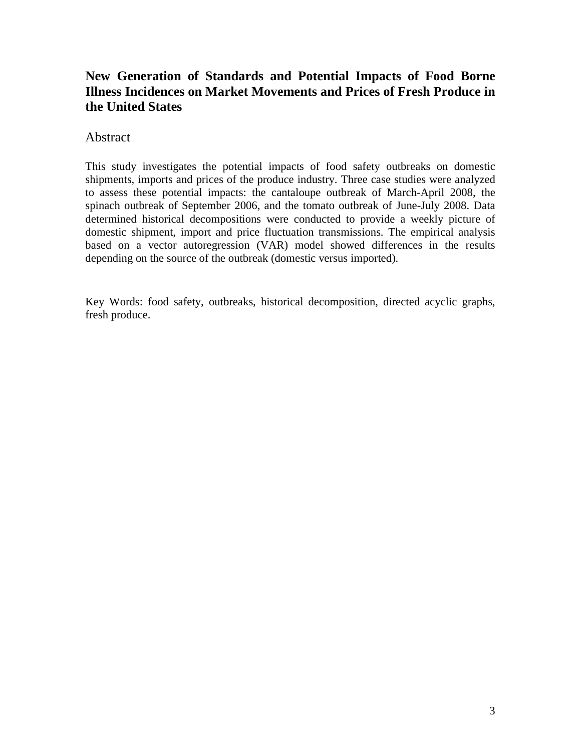# New Generation of Standards and Potential Impacts of Food Borne Illness Incidences on Market Movements and Prices of Fresh Produce in the United States

## Abstract

This study investigates the potential impacts of food safety outbreaks on domestic shipments, imports and prices of the produce industry. Three case studies were analyzed to assess these potential impacts: the cantaloupe outbreak of March-April 2008, the spinach outbreak of September 2006, and the tomato outbreak of June-July 2008. Data determined historical decompositions were conducted to provide a weekly picture of domestic shipment, import and price fluctuation transmissions. The empirical analysis based on a vector autoregression (VAR) model showed differences in the results depending on the source of the outbreak (domestic versus imported).

Key Words: food safety, outbreaks, historical decomposition, directed acyclic graphs, fresh produce.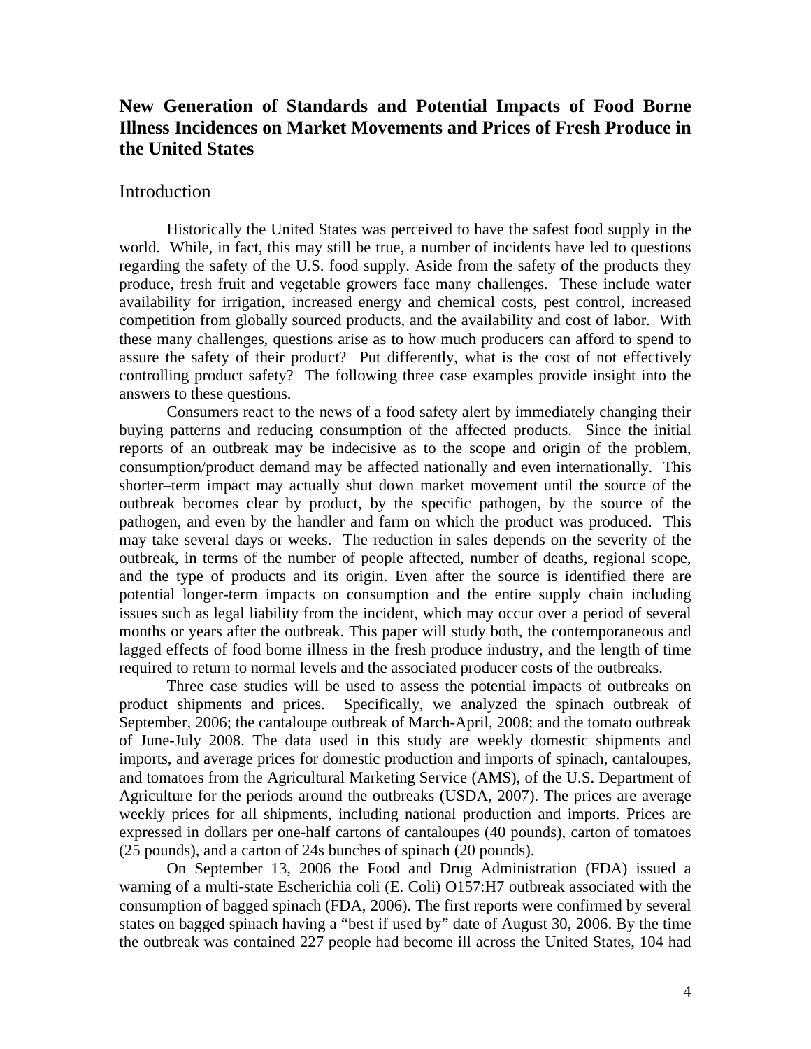# New Generation of Standards and Potential Impacts of Food Borne Illness Incidences on Market Movements and Prices of Fresh Produce in the United States

## Introduction

Historically the United States was perceived to have the safest food supply in the world. While, in fact, this may still be true, a number of incidents have led to questions regarding the safety of the U.S. food supply. Aside from the safety of the products they produce, fresh fruit and vegetable growers face many challenges. These include water availability for irrigation, increased energy and chemical costs, pest control, increased competition from globally sourced products, and the availability and cost of labor. With these many challenges, questions arise as to how much producers can afford to spend to assure the safety of their product? Put differently, what is the cost of not effectively controlling product safety? The following three case examples provide insight into the answers to these questions.

Consumers react to the news of a food safety alert by immediately changing their buying patterns and reducing consumption of the affected products. Since the initial reports of an outbreak may be indecisive as to the scope and origin of the problem, consumption/product demand may be affected nationally and even internationally. This shorter–term impact may actually shut down market movement until the source of the outbreak becomes clear by product, by the specific pathogen, by the source of the pathogen, and even by the handler and farm on which the product was produced. This may take several days or weeks. The reduction in sales depends on the severity of the outbreak, in terms of the number of people affected, number of deaths, regional scope, and the type of products and its origin. Even after the source is identified there are potential longer-term impacts on consumption and the entire supply chain including issues such as legal liability from the incident, which may occur over a period of several months or years after the outbreak. This paper will study both, the contemporaneous and lagged effects of food borne illness in the fresh produce industry, and the length of time required to return to normal levels and the associated producer costs of the outbreaks.

Three case studies will be used to assess the potential impacts of outbreaks on product shipments and prices. Specifically, we analyzed the spinach outbreak of September, 2006; the cantaloupe outbreak of March-April, 2008; and the tomato outbreak of June-July 2008. The data used in this study are weekly domestic shipments and imports, and average prices for domestic production and imports of spinach, cantaloupes, and tomatoes from the Agricultural Marketing Service (AMS), of the U.S. Department of Agriculture for the periods around the outbreaks (USDA, 2007). The prices are average weekly prices for all shipments, including national production and imports. Prices are expressed in dollars per one-half cartons of cantaloupes (40 pounds), carton of tomatoes (25 pounds), and a carton of 24s bunches of spinach (20 pounds).

On September 13, 2006 the Food and Drug Administration (FDA) issued a warning of a multi-state Escherichia coli (E. Coli) O157:H7 outbreak associated with the consumption of bagged spinach (FDA, 2006). The first reports were confirmed by several states on bagged spinach having a "best if used by" date of August 30, 2006. By the time the outbreak was contained 227 people had become ill across the United States, 104 had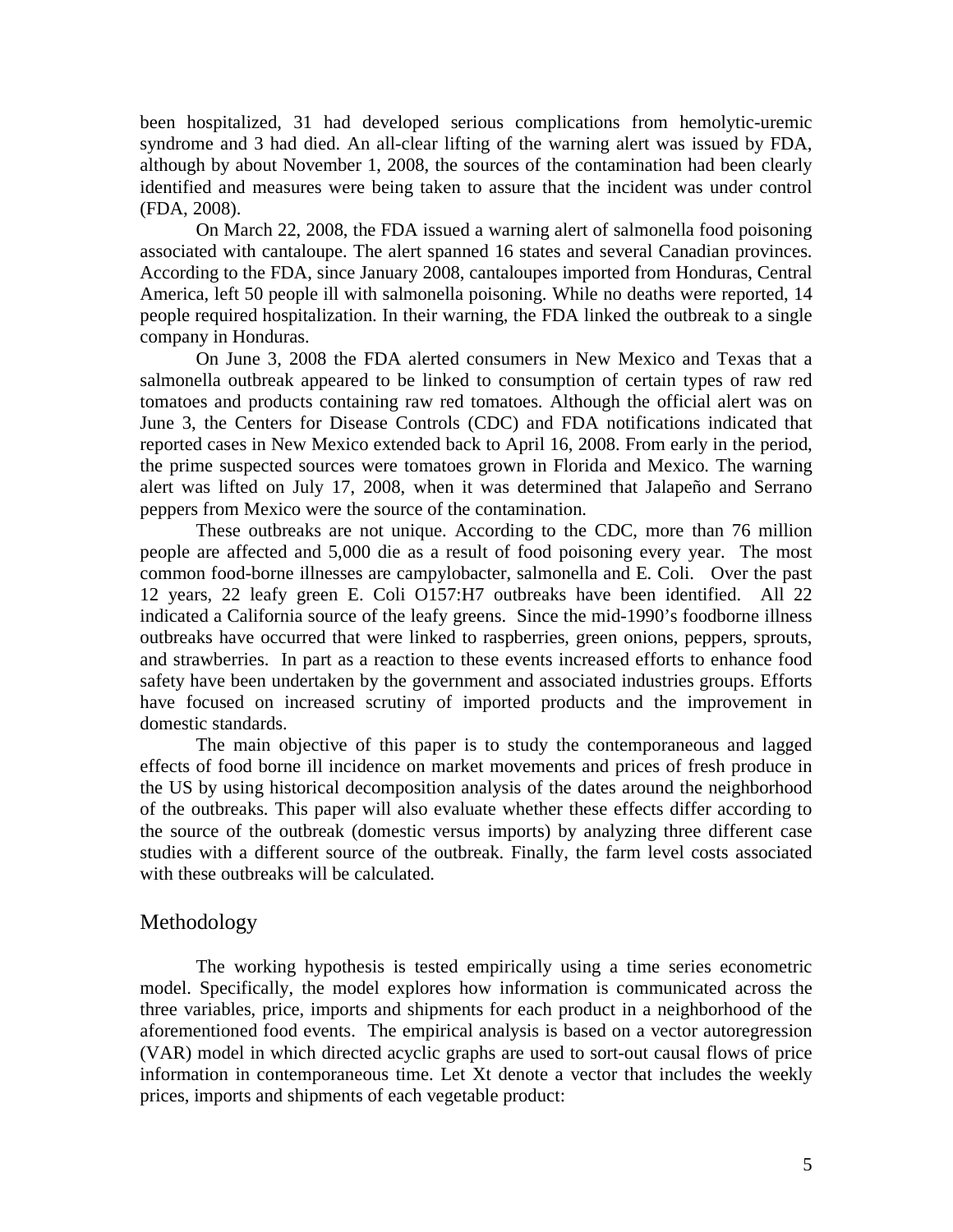been hospitalized, 31 had developed serious complications from hemolytic-uremic syndrome and 3 had died. An all-clear lifting of the warning alert was issued by FDA, although by about November 1, 2008, the sources of the contamination had been clearly identified and measures were being taken to assure that the incident was under control (FDA, 2008).

On March 22, 2008, the FDA issued a warning alert of salmonella food poisoning associated with cantaloupe. The alert spanned 16 states and several Canadian provinces. According to the FDA, since January 2008, cantaloupes imported from Honduras, Central America, left 50 people ill with salmonella poisoning. While no deaths were reported, 14 people required hospitalization. In their warning, the FDA linked the outbreak to a single company in Honduras.

On June 3, 2008 the FDA alerted consumers in New Mexico and Texas that a salmonella outbreak appeared to be linked to consumption of certain types of raw red tomatoes and products containing raw red tomatoes. Although the official alert was on June 3, the Centers for Disease Controls (CDC) and FDA notifications indicated that reported cases in New Mexico extended back to April 16, 2008. From early in the period, the prime suspected sources were tomatoes grown in Florida and Mexico. The warning alert was lifted on July 17, 2008, when it was determined that Jalapeño and Serrano peppers from Mexico were the source of the contamination.

These outbreaks are not unique. According to the CDC, more than 76 million people are affected and 5,000 die as a result of food poisoning every year. The most common food-borne illnesses are campylobacter, salmonella and E. Coli. Over the past 12 years, 22 leafy green E. Coli O157:H7 outbreaks have been identified. All 22 indicated a California source of the leafy greens. Since the mid-1990's foodborne illness outbreaks have occurred that were linked to raspberries, green onions, peppers, sprouts, and strawberries. In part as a reaction to these events increased efforts to enhance food safety have been undertaken by the government and associated industries groups. Efforts have focused on increased scrutiny of imported products and the improvement in domestic standards.

The main objective of this paper is to study the contemporaneous and lagged effects of food borne ill incidence on market movements and prices of fresh produce in the US by using historical decomposition analysis of the dates around the neighborhood of the outbreaks. This paper will also evaluate whether these effects differ according to the source of the outbreak (domestic versus imports) by analyzing three different case studies with a different source of the outbreak. Finally, the farm level costs associated with these outbreaks will be calculated.

## Methodology

The working hypothesis is tested empirically using a time series econometric model. Specifically, the model explores how information is communicated across the three variables, price, imports and shipments for each product in a neighborhood of the aforementioned food events. The empirical analysis is based on a vector autoregression (VAR) model in which directed acyclic graphs are used to sort-out causal flows of price information in contemporaneous time. Let $X_t$ denote a vector that includes the weekly prices, imports and shipments of each vegetable product: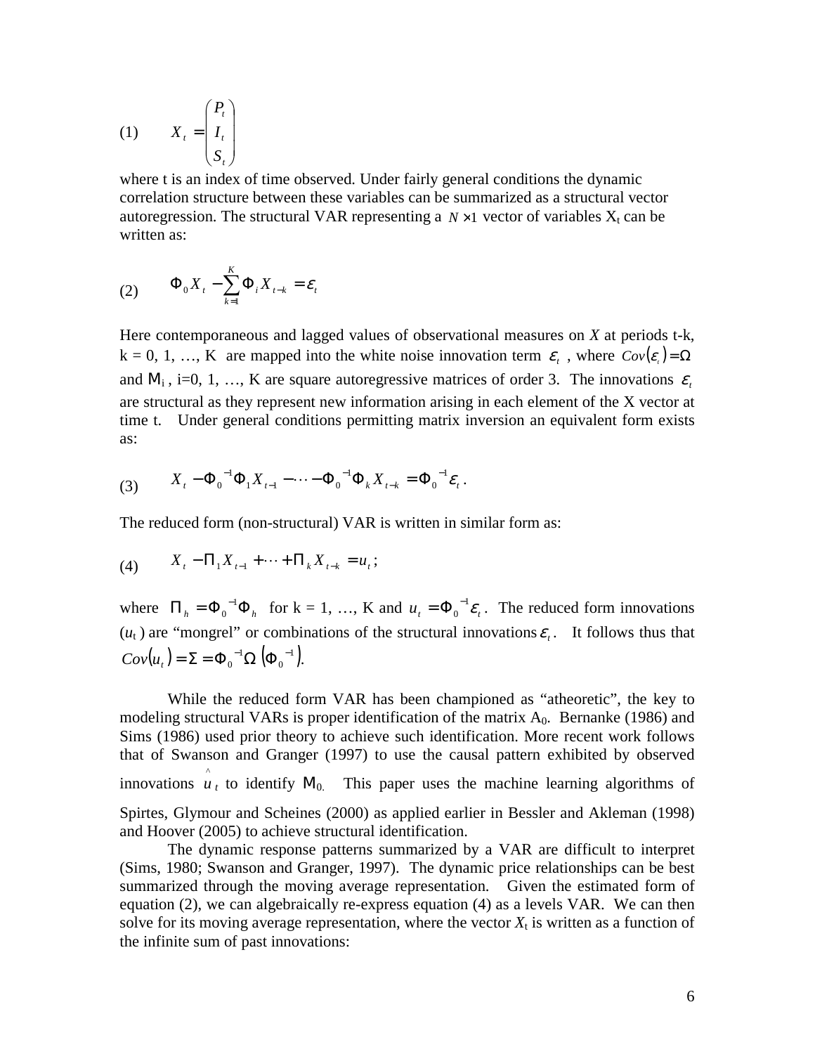$$(1) \qquad X_t = \begin{pmatrix} P_t \\ I_t \\ S_t \end{pmatrix}$$

where t is an index of time observed. Under fairly general conditions the dynamic correlation structure between these variables can be summarized as a structural vector autoregression. The structural VAR representing a $N \times 1$ vector of variables $X_t$ can be written as:

$$(2) \qquad \Phi_0 X_t - \sum_{k=1}^{K} \Phi_i X_{t-k} = \varepsilon_t$$

Here contemporaneous and lagged values of observational measures on *X* at periods t-k, k = 0, 1, …, K are mapped into the white noise innovation term $\varepsilon_t$, where $Cov(\varepsilon_t) = \Omega$ and $\text{M}_i$, i=0, 1, …, K are square autoregressive matrices of order 3. The innovations $\varepsilon_t$ are structural as they represent new information arising in each element of the X vector at time t. Under general conditions permitting matrix inversion an equivalent form exists as:

$$(3) \qquad X_t - \Phi_0^{-1}\Phi_1 X_{t-1} - \cdots - \Phi_0^{-1}\Phi_k X_{t-k} = \Phi_0^{-1}\varepsilon_t .$$

The reduced form (non-structural) VAR is written in similar form as:

$$(4) \qquad X_t - \Pi_1 X_{t-1} + \cdots + \Pi_k X_{t-k} = u_t ;$$

where $\Pi_h = \Phi_0^{-1}\Phi_h$ for k = 1, …, K and $u_t = \Phi_0^{-1}\varepsilon_t$. The reduced form innovations ($u_t$) are "mongrel" or combinations of the structural innovations $\varepsilon_t$. It follows thus that $Cov(u_t) = \Sigma = \Phi_0^{-1}\Omega\left(\Phi_0^{-1}\right)$.

While the reduced form VAR has been championed as "atheoretic", the key to modeling structural VARs is proper identification of the matrix $A_0$. Bernanke (1986) and Sims (1986) used prior theory to achieve such identification. More recent work follows that of Swanson and Granger (1997) to use the causal pattern exhibited by observed innovations $\hat{u}_t$ to identify $\text{M}_0$. This paper uses the machine learning algorithms of Spirtes, Glymour and Scheines (2000) as applied earlier in Bessler and Akleman (1998) and Hoover (2005) to achieve structural identification.

The dynamic response patterns summarized by a VAR are difficult to interpret (Sims, 1980; Swanson and Granger, 1997). The dynamic price relationships can be best summarized through the moving average representation. Given the estimated form of equation (2), we can algebraically re-express equation (4) as a levels VAR. We can then solve for its moving average representation, where the vector $X_t$ is written as a function of the infinite sum of past innovations: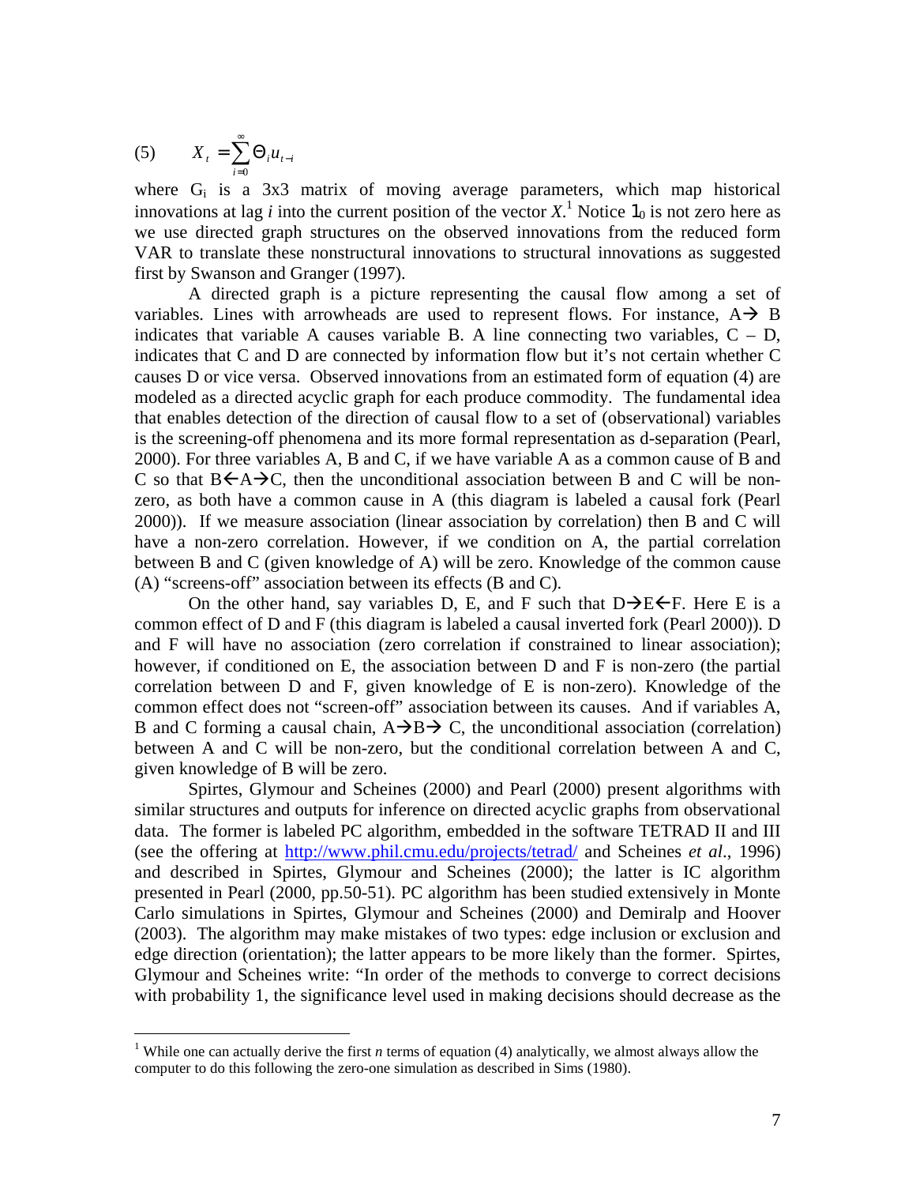$$(5) \qquad X_t = \sum_{i=0}^{\infty} \Theta_i u_{t-i}$$

where $G_i$ is a 3x3 matrix of moving average parameters, which map historical innovations at lag $i$ into the current position of the vector $X$.[1] Notice $1_0$ is not zero here as we use directed graph structures on the observed innovations from the reduced form VAR to translate these nonstructural innovations to structural innovations as suggested first by Swanson and Granger (1997).

A directed graph is a picture representing the causal flow among a set of variables. Lines with arrowheads are used to represent flows. For instance, A→ B indicates that variable A causes variable B. A line connecting two variables, C – D, indicates that C and D are connected by information flow but it's not certain whether C causes D or vice versa. Observed innovations from an estimated form of equation (4) are modeled as a directed acyclic graph for each produce commodity. The fundamental idea that enables detection of the direction of causal flow to a set of (observational) variables is the screening-off phenomena and its more formal representation as d-separation (Pearl, 2000). For three variables A, B and C, if we have variable A as a common cause of B and C so that B←A→C, then the unconditional association between B and C will be non-zero, as both have a common cause in A (this diagram is labeled a causal fork (Pearl 2000)). If we measure association (linear association by correlation) then B and C will have a non-zero correlation. However, if we condition on A, the partial correlation between B and C (given knowledge of A) will be zero. Knowledge of the common cause (A) "screens-off" association between its effects (B and C).

On the other hand, say variables D, E, and F such that D→E←F. Here E is a common effect of D and F (this diagram is labeled a causal inverted fork (Pearl 2000)). D and F will have no association (zero correlation if constrained to linear association); however, if conditioned on E, the association between D and F is non-zero (the partial correlation between D and F, given knowledge of E is non-zero). Knowledge of the common effect does not "screen-off" association between its causes. And if variables A, B and C forming a causal chain, A→B→ C, the unconditional association (correlation) between A and C will be non-zero, but the conditional correlation between A and C, given knowledge of B will be zero.

Spirtes, Glymour and Scheines (2000) and Pearl (2000) present algorithms with similar structures and outputs for inference on directed acyclic graphs from observational data. The former is labeled PC algorithm, embedded in the software TETRAD II and III (see the offering at http://www.phil.cmu.edu/projects/tetrad/ and Scheines *et al*., 1996) and described in Spirtes, Glymour and Scheines (2000); the latter is IC algorithm presented in Pearl (2000, pp.50-51). PC algorithm has been studied extensively in Monte Carlo simulations in Spirtes, Glymour and Scheines (2000) and Demiralp and Hoover (2003). The algorithm may make mistakes of two types: edge inclusion or exclusion and edge direction (orientation); the latter appears to be more likely than the former. Spirtes, Glymour and Scheines write: "In order of the methods to converge to correct decisions with probability 1, the significance level used in making decisions should decrease as the

---

[1] While one can actually derive the first $n$ terms of equation (4) analytically, we almost always allow the computer to do this following the zero-one simulation as described in Sims (1980).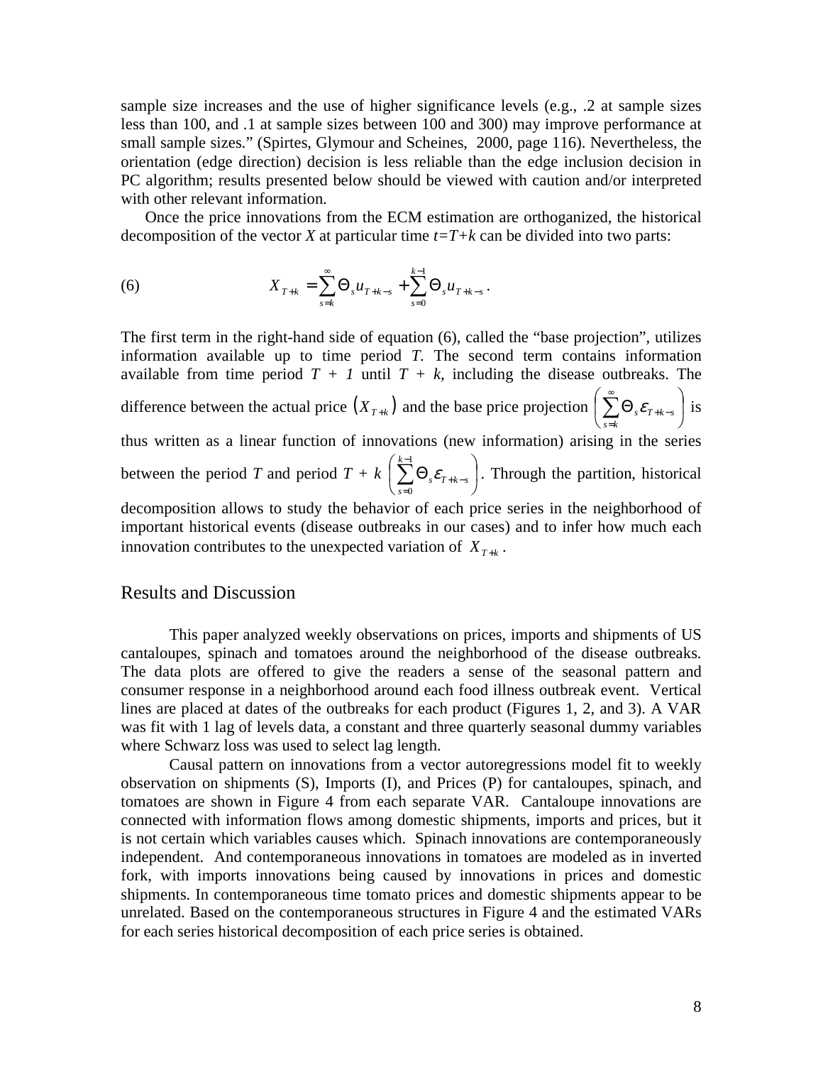sample size increases and the use of higher significance levels (e.g., .2 at sample sizes less than 100, and .1 at sample sizes between 100 and 300) may improve performance at small sample sizes." (Spirtes, Glymour and Scheines, 2000, page 116). Nevertheless, the orientation (edge direction) decision is less reliable than the edge inclusion decision in PC algorithm; results presented below should be viewed with caution and/or interpreted with other relevant information.

Once the price innovations from the ECM estimation are orthoganized, the historical decomposition of the vector *X* at particular time *t=T+k* can be divided into two parts:

$$X_{T+k} = \sum_{s=k}^{\infty} \Theta_s u_{T+k-s} + \sum_{s=0}^{k-1} \Theta_s u_{T+k-s} . \tag{6}$$

The first term in the right-hand side of equation (6), called the "base projection", utilizes information available up to time period *T*. The second term contains information available from time period *T + 1* until *T + k*, including the disease outbreaks. The difference between the actual price $(X_{T+k})$ and the base price projection $\left( \sum_{s=k}^{\infty} \Theta_s \varepsilon_{T+k-s} \right)$ is thus written as a linear function of innovations (new information) arising in the series between the period *T* and period *T + k* $\left( \sum_{s=0}^{k-1} \Theta_s \varepsilon_{T+k-s} \right)$. Through the partition, historical decomposition allows to study the behavior of each price series in the neighborhood of important historical events (disease outbreaks in our cases) and to infer how much each innovation contributes to the unexpected variation of $X_{T+k}$ .

## Results and Discussion

This paper analyzed weekly observations on prices, imports and shipments of US cantaloupes, spinach and tomatoes around the neighborhood of the disease outbreaks. The data plots are offered to give the readers a sense of the seasonal pattern and consumer response in a neighborhood around each food illness outbreak event. Vertical lines are placed at dates of the outbreaks for each product (Figures 1, 2, and 3). A VAR was fit with 1 lag of levels data, a constant and three quarterly seasonal dummy variables where Schwarz loss was used to select lag length.

Causal pattern on innovations from a vector autoregressions model fit to weekly observation on shipments (S), Imports (I), and Prices (P) for cantaloupes, spinach, and tomatoes are shown in Figure 4 from each separate VAR. Cantaloupe innovations are connected with information flows among domestic shipments, imports and prices, but it is not certain which variables causes which. Spinach innovations are contemporaneously independent. And contemporaneous innovations in tomatoes are modeled as in inverted fork, with imports innovations being caused by innovations in prices and domestic shipments. In contemporaneous time tomato prices and domestic shipments appear to be unrelated. Based on the contemporaneous structures in Figure 4 and the estimated VARs for each series historical decomposition of each price series is obtained.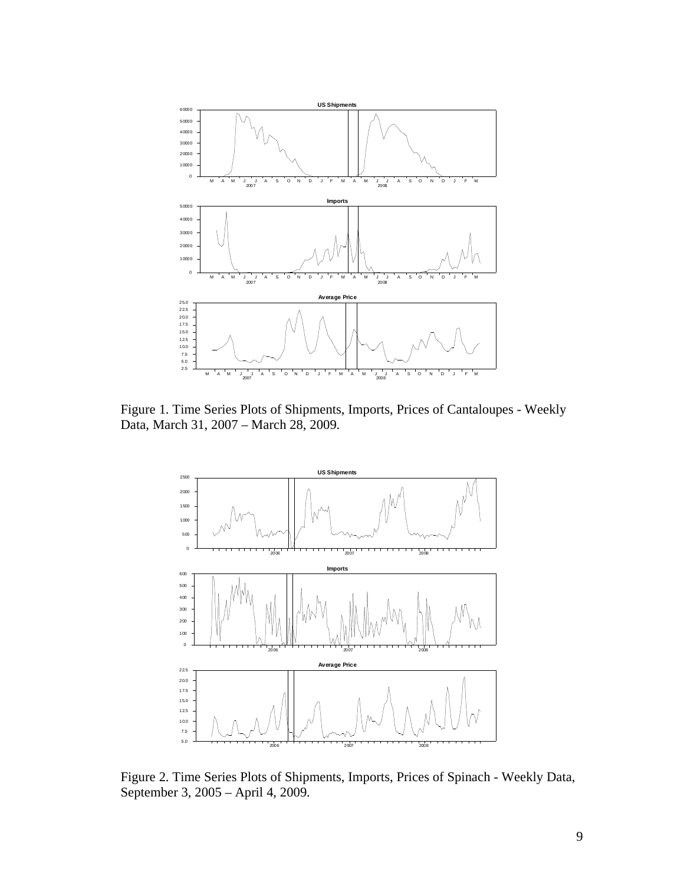Figure 1. Time Series Plots of Shipments, Imports, Prices of Cantaloupes - Weekly Data, March 31, 2007 – March 28, 2009.

Figure 2. Time Series Plots of Shipments, Imports, Prices of Spinach - Weekly Data, September 3, 2005 – April 4, 2009.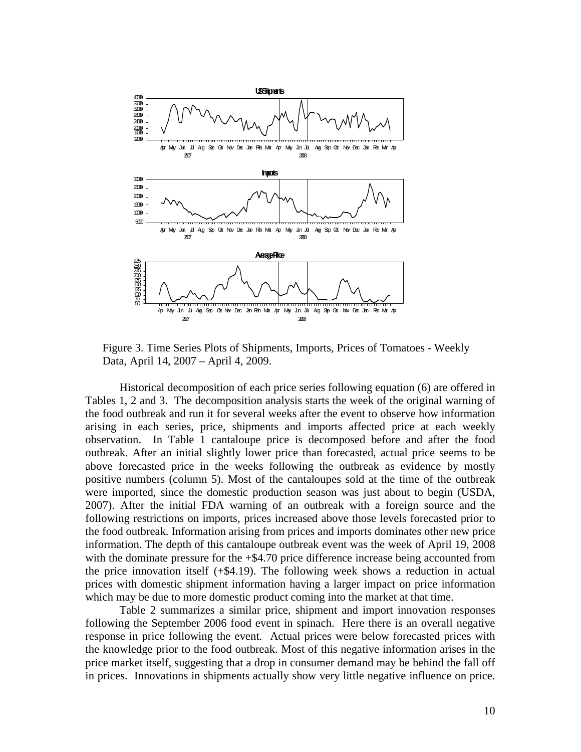Figure 3. Time Series Plots of Shipments, Imports, Prices of Tomatoes - Weekly Data, April 14, 2007 – April 4, 2009.

Historical decomposition of each price series following equation (6) are offered in Tables 1, 2 and 3. The decomposition analysis starts the week of the original warning of the food outbreak and run it for several weeks after the event to observe how information arising in each series, price, shipments and imports affected price at each weekly observation. In Table 1 cantaloupe price is decomposed before and after the food outbreak. After an initial slightly lower price than forecasted, actual price seems to be above forecasted price in the weeks following the outbreak as evidence by mostly positive numbers (column 5). Most of the cantaloupes sold at the time of the outbreak were imported, since the domestic production season was just about to begin (USDA, 2007). After the initial FDA warning of an outbreak with a foreign source and the following restrictions on imports, prices increased above those levels forecasted prior to the food outbreak. Information arising from prices and imports dominates other new price information. The depth of this cantaloupe outbreak event was the week of April 19, 2008 with the dominate pressure for the +$4.70 price difference increase being accounted from the price innovation itself (+$4.19). The following week shows a reduction in actual prices with domestic shipment information having a larger impact on price information which may be due to more domestic product coming into the market at that time.

Table 2 summarizes a similar price, shipment and import innovation responses following the September 2006 food event in spinach. Here there is an overall negative response in price following the event. Actual prices were below forecasted prices with the knowledge prior to the food outbreak. Most of this negative information arises in the price market itself, suggesting that a drop in consumer demand may be behind the fall off in prices. Innovations in shipments actually show very little negative influence on price.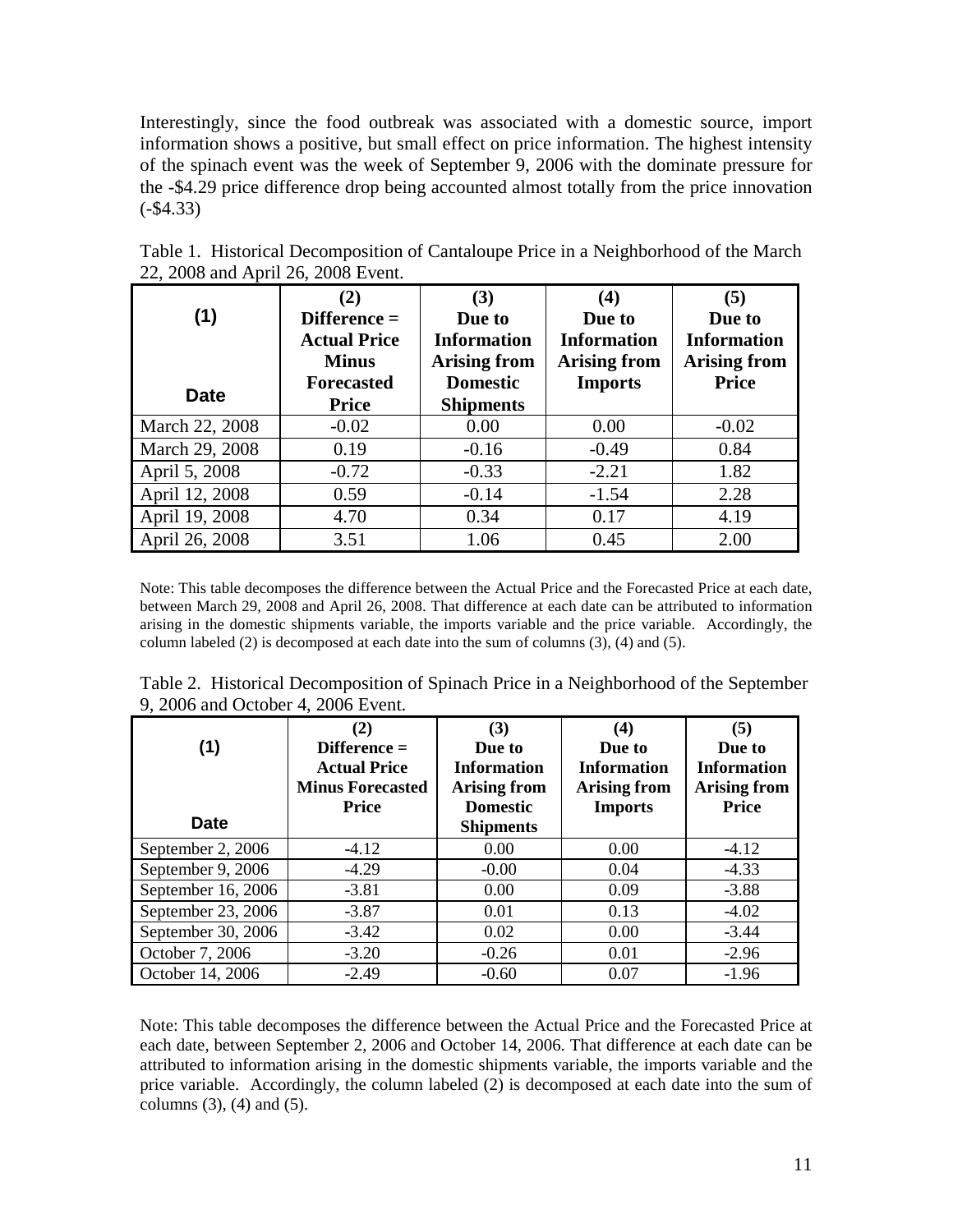Interestingly, since the food outbreak was associated with a domestic source, import information shows a positive, but small effect on price information. The highest intensity of the spinach event was the week of September 9, 2006 with the dominate pressure for the -$4.29 price difference drop being accounted almost totally from the price innovation (-$4.33)

Table 1. Historical Decomposition of Cantaloupe Price in a Neighborhood of the March 22, 2008 and April 26, 2008 Event.

| (1) Date | (2) Difference = Actual Price Minus Forecasted Price | (3) Due to Information Arising from Domestic Shipments | (4) Due to Information Arising from Imports | (5) Due to Information Arising from Price |
|---|---|---|---|---|
| March 22, 2008 | -0.02 | 0.00 | 0.00 | -0.02 |
| March 29, 2008 | 0.19 | -0.16 | -0.49 | 0.84 |
| April 5, 2008 | -0.72 | -0.33 | -2.21 | 1.82 |
| April 12, 2008 | 0.59 | -0.14 | -1.54 | 2.28 |
| April 19, 2008 | 4.70 | 0.34 | 0.17 | 4.19 |
| April 26, 2008 | 3.51 | 1.06 | 0.45 | 2.00 |

Note: This table decomposes the difference between the Actual Price and the Forecasted Price at each date, between March 29, 2008 and April 26, 2008. That difference at each date can be attributed to information arising in the domestic shipments variable, the imports variable and the price variable. Accordingly, the column labeled (2) is decomposed at each date into the sum of columns (3), (4) and (5).

Table 2. Historical Decomposition of Spinach Price in a Neighborhood of the September 9, 2006 and October 4, 2006 Event.

| (1) Date | (2) Difference = Actual Price Minus Forecasted Price | (3) Due to Information Arising from Domestic Shipments | (4) Due to Information Arising from Imports | (5) Due to Information Arising from Price |
|---|---|---|---|---|
| September 2, 2006 | -4.12 | 0.00 | 0.00 | -4.12 |
| September 9, 2006 | -4.29 | -0.00 | 0.04 | -4.33 |
| September 16, 2006 | -3.81 | 0.00 | 0.09 | -3.88 |
| September 23, 2006 | -3.87 | 0.01 | 0.13 | -4.02 |
| September 30, 2006 | -3.42 | 0.02 | 0.00 | -3.44 |
| October 7, 2006 | -3.20 | -0.26 | 0.01 | -2.96 |
| October 14, 2006 | -2.49 | -0.60 | 0.07 | -1.96 |

Note: This table decomposes the difference between the Actual Price and the Forecasted Price at each date, between September 2, 2006 and October 14, 2006. That difference at each date can be attributed to information arising in the domestic shipments variable, the imports variable and the price variable. Accordingly, the column labeled (2) is decomposed at each date into the sum of columns (3), (4) and (5).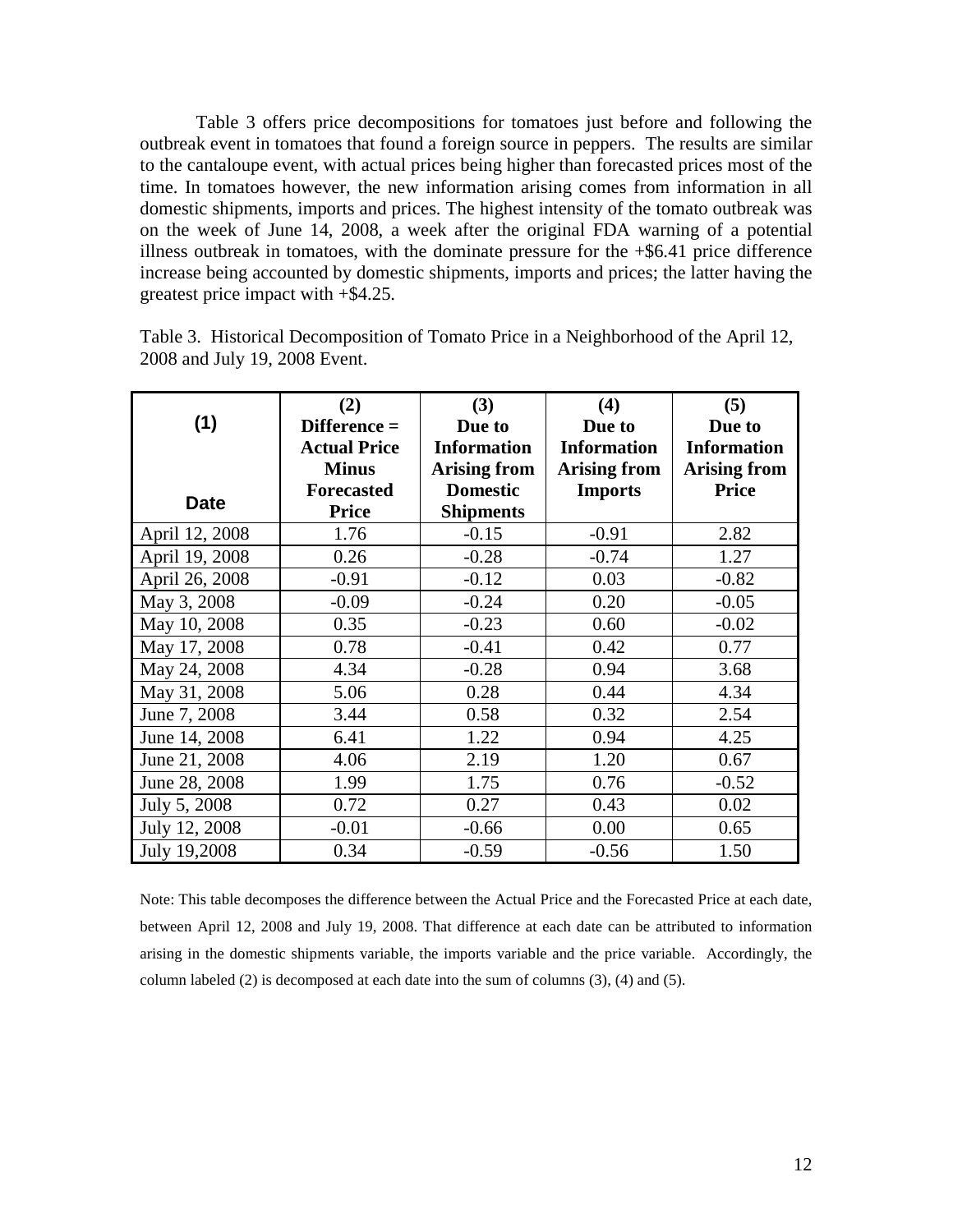Table 3 offers price decompositions for tomatoes just before and following the outbreak event in tomatoes that found a foreign source in peppers. The results are similar to the cantaloupe event, with actual prices being higher than forecasted prices most of the time. In tomatoes however, the new information arising comes from information in all domestic shipments, imports and prices. The highest intensity of the tomato outbreak was on the week of June 14, 2008, a week after the original FDA warning of a potential illness outbreak in tomatoes, with the dominate pressure for the +\$6.41 price difference increase being accounted by domestic shipments, imports and prices; the latter having the greatest price impact with +\$4.25.

Table 3. Historical Decomposition of Tomato Price in a Neighborhood of the April 12, 2008 and July 19, 2008 Event.

| (1) Date | (2) Difference = Actual Price Minus Forecasted Price | (3) Due to Information Arising from Domestic Shipments | (4) Due to Information Arising from Imports | (5) Due to Information Arising from Price |
|---|---|---|---|---|
| April 12, 2008 | 1.76 | -0.15 | -0.91 | 2.82 |
| April 19, 2008 | 0.26 | -0.28 | -0.74 | 1.27 |
| April 26, 2008 | -0.91 | -0.12 | 0.03 | -0.82 |
| May 3, 2008 | -0.09 | -0.24 | 0.20 | -0.05 |
| May 10, 2008 | 0.35 | -0.23 | 0.60 | -0.02 |
| May 17, 2008 | 0.78 | -0.41 | 0.42 | 0.77 |
| May 24, 2008 | 4.34 | -0.28 | 0.94 | 3.68 |
| May 31, 2008 | 5.06 | 0.28 | 0.44 | 4.34 |
| June 7, 2008 | 3.44 | 0.58 | 0.32 | 2.54 |
| June 14, 2008 | 6.41 | 1.22 | 0.94 | 4.25 |
| June 21, 2008 | 4.06 | 2.19 | 1.20 | 0.67 |
| June 28, 2008 | 1.99 | 1.75 | 0.76 | -0.52 |
| July 5, 2008 | 0.72 | 0.27 | 0.43 | 0.02 |
| July 12, 2008 | -0.01 | -0.66 | 0.00 | 0.65 |
| July 19,2008 | 0.34 | -0.59 | -0.56 | 1.50 |

Note: This table decomposes the difference between the Actual Price and the Forecasted Price at each date, between April 12, 2008 and July 19, 2008. That difference at each date can be attributed to information arising in the domestic shipments variable, the imports variable and the price variable. Accordingly, the column labeled (2) is decomposed at each date into the sum of columns (3), (4) and (5).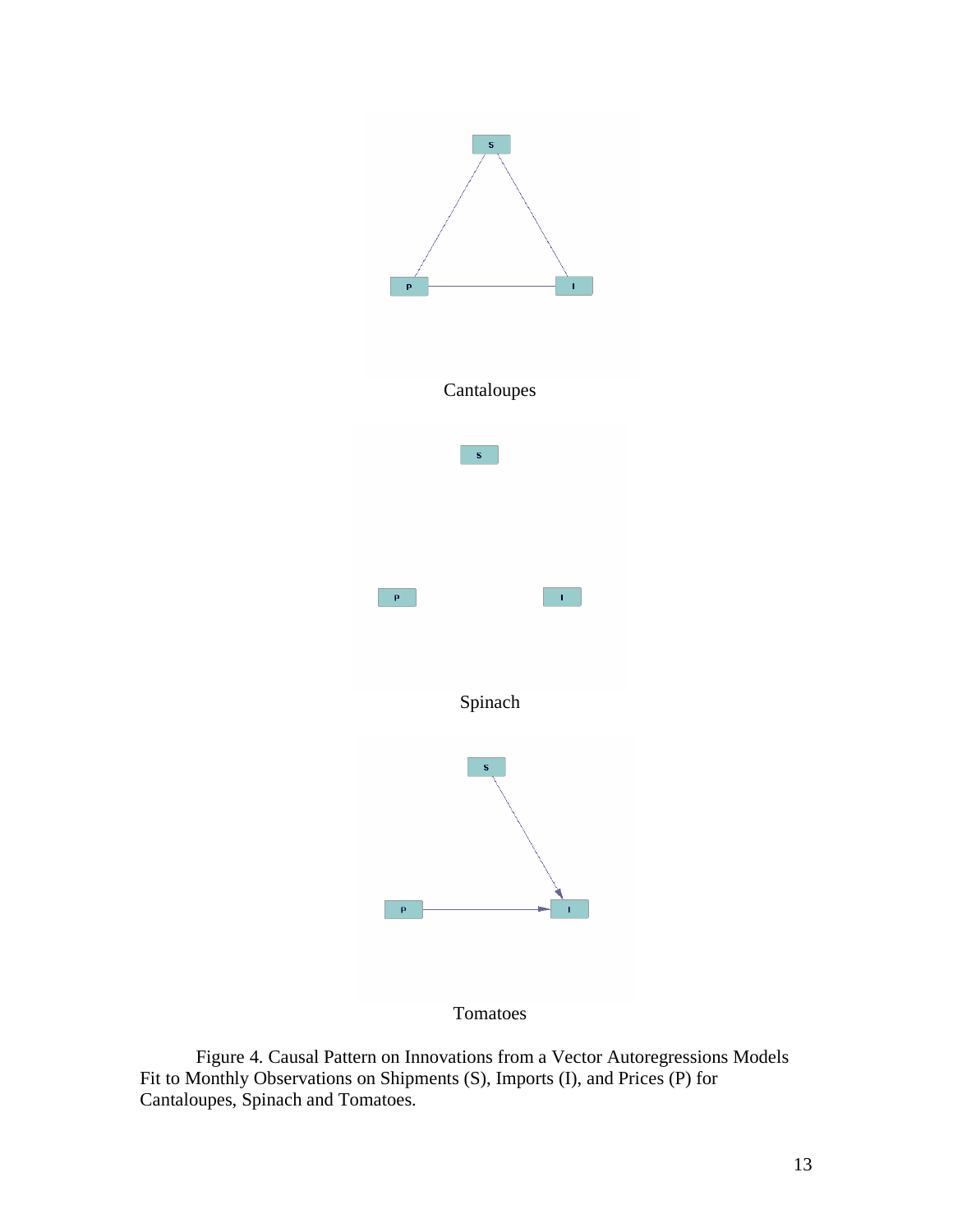Cantaloupes

Spinach

Tomatoes

Figure 4. Causal Pattern on Innovations from a Vector Autoregressions Models Fit to Monthly Observations on Shipments (S), Imports (I), and Prices (P) for Cantaloupes, Spinach and Tomatoes.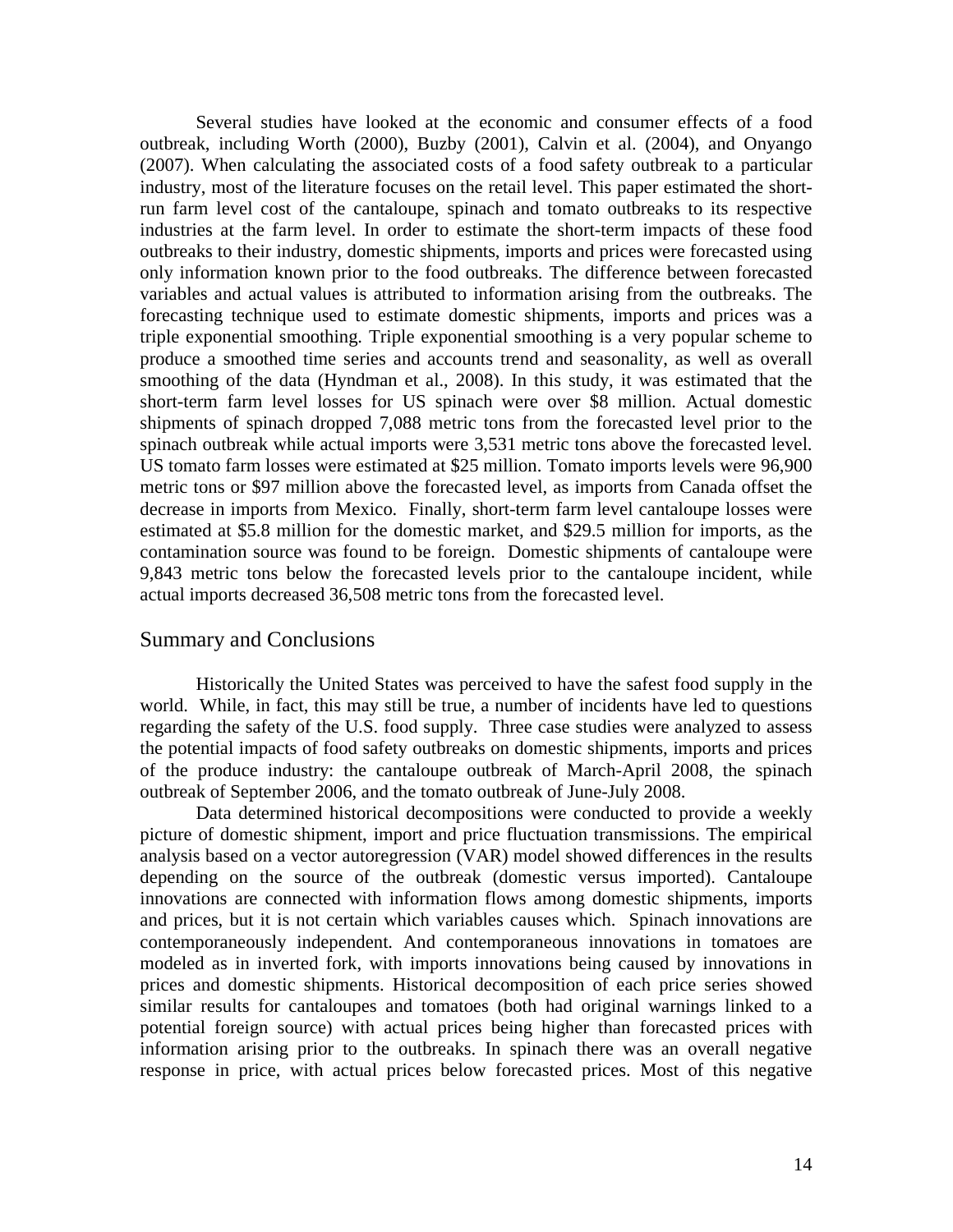Several studies have looked at the economic and consumer effects of a food outbreak, including Worth (2000), Buzby (2001), Calvin et al. (2004), and Onyango (2007). When calculating the associated costs of a food safety outbreak to a particular industry, most of the literature focuses on the retail level. This paper estimated the short-run farm level cost of the cantaloupe, spinach and tomato outbreaks to its respective industries at the farm level. In order to estimate the short-term impacts of these food outbreaks to their industry, domestic shipments, imports and prices were forecasted using only information known prior to the food outbreaks. The difference between forecasted variables and actual values is attributed to information arising from the outbreaks. The forecasting technique used to estimate domestic shipments, imports and prices was a triple exponential smoothing. Triple exponential smoothing is a very popular scheme to produce a smoothed time series and accounts trend and seasonality, as well as overall smoothing of the data (Hyndman et al., 2008). In this study, it was estimated that the short-term farm level losses for US spinach were over $8 million. Actual domestic shipments of spinach dropped 7,088 metric tons from the forecasted level prior to the spinach outbreak while actual imports were 3,531 metric tons above the forecasted level. US tomato farm losses were estimated at $25 million. Tomato imports levels were 96,900 metric tons or $97 million above the forecasted level, as imports from Canada offset the decrease in imports from Mexico. Finally, short-term farm level cantaloupe losses were estimated at $5.8 million for the domestic market, and $29.5 million for imports, as the contamination source was found to be foreign. Domestic shipments of cantaloupe were 9,843 metric tons below the forecasted levels prior to the cantaloupe incident, while actual imports decreased 36,508 metric tons from the forecasted level.

## Summary and Conclusions

Historically the United States was perceived to have the safest food supply in the world. While, in fact, this may still be true, a number of incidents have led to questions regarding the safety of the U.S. food supply. Three case studies were analyzed to assess the potential impacts of food safety outbreaks on domestic shipments, imports and prices of the produce industry: the cantaloupe outbreak of March-April 2008, the spinach outbreak of September 2006, and the tomato outbreak of June-July 2008.

Data determined historical decompositions were conducted to provide a weekly picture of domestic shipment, import and price fluctuation transmissions. The empirical analysis based on a vector autoregression (VAR) model showed differences in the results depending on the source of the outbreak (domestic versus imported). Cantaloupe innovations are connected with information flows among domestic shipments, imports and prices, but it is not certain which variables causes which. Spinach innovations are contemporaneously independent. And contemporaneous innovations in tomatoes are modeled as in inverted fork, with imports innovations being caused by innovations in prices and domestic shipments. Historical decomposition of each price series showed similar results for cantaloupes and tomatoes (both had original warnings linked to a potential foreign source) with actual prices being higher than forecasted prices with information arising prior to the outbreaks. In spinach there was an overall negative response in price, with actual prices below forecasted prices. Most of this negative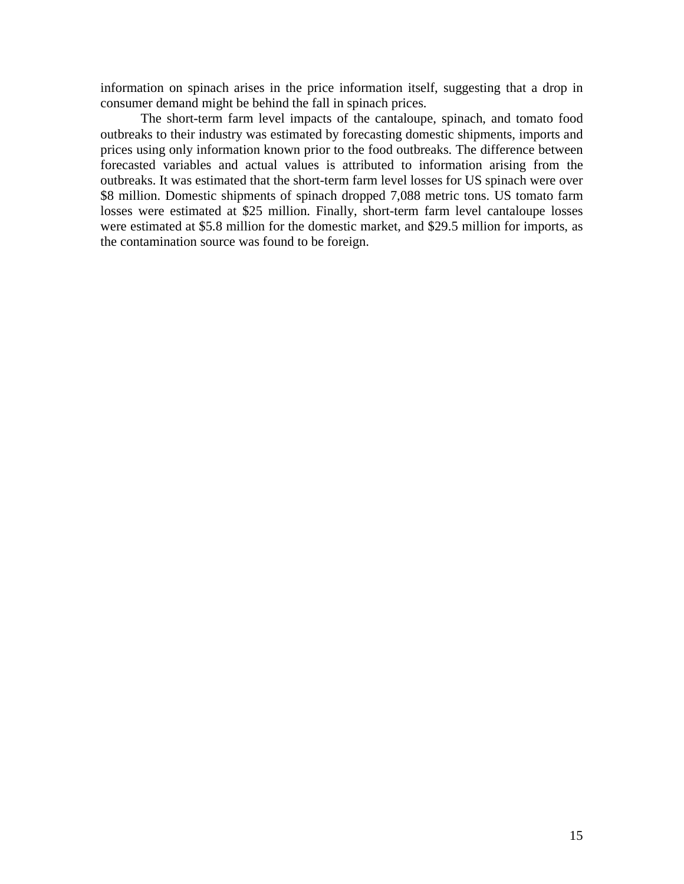information on spinach arises in the price information itself, suggesting that a drop in consumer demand might be behind the fall in spinach prices.

The short-term farm level impacts of the cantaloupe, spinach, and tomato food outbreaks to their industry was estimated by forecasting domestic shipments, imports and prices using only information known prior to the food outbreaks. The difference between forecasted variables and actual values is attributed to information arising from the outbreaks. It was estimated that the short-term farm level losses for US spinach were over $8 million. Domestic shipments of spinach dropped 7,088 metric tons. US tomato farm losses were estimated at $25 million. Finally, short-term farm level cantaloupe losses were estimated at $5.8 million for the domestic market, and $29.5 million for imports, as the contamination source was found to be foreign.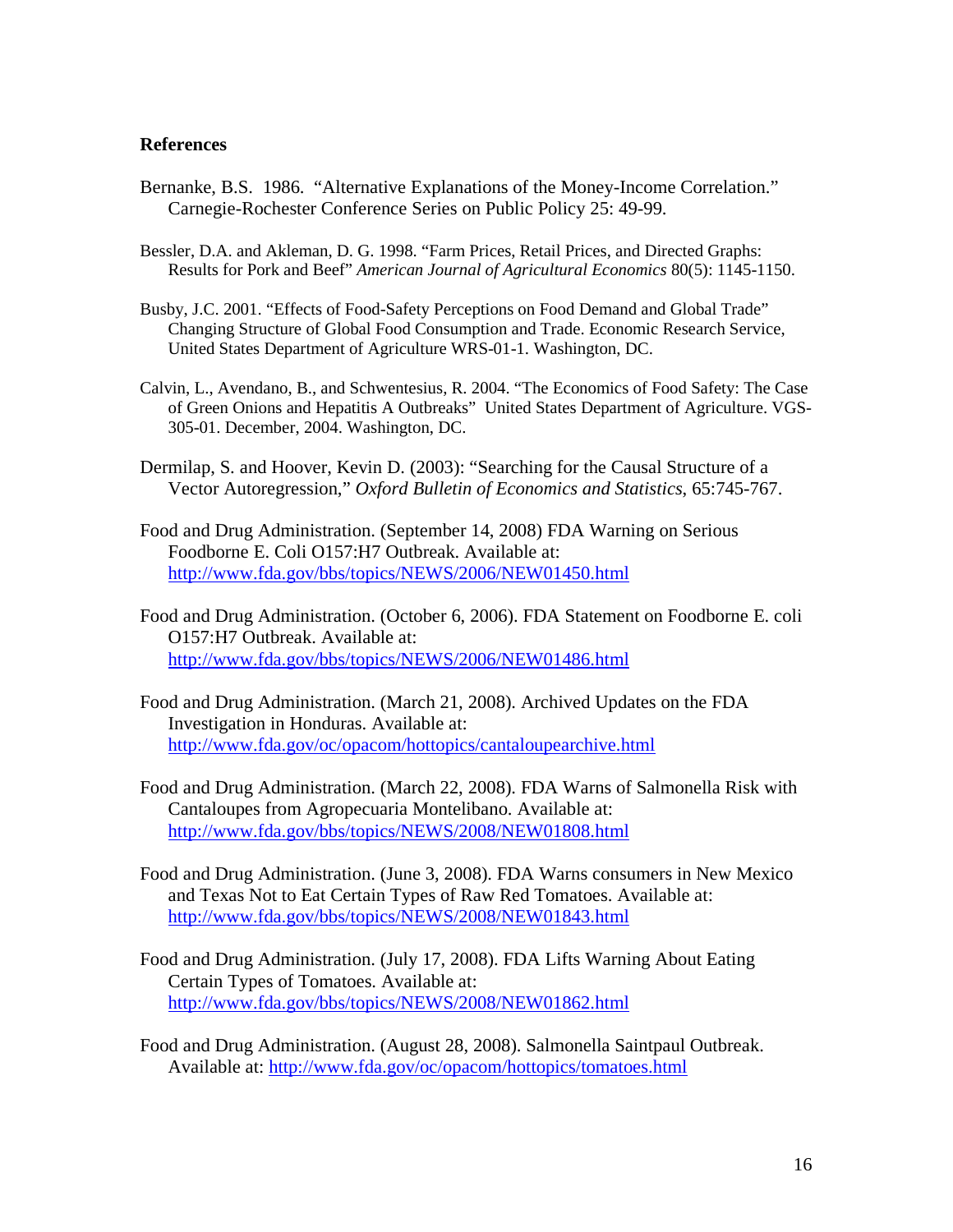**References**

Bernanke, B.S. 1986. "Alternative Explanations of the Money-Income Correlation." Carnegie-Rochester Conference Series on Public Policy 25: 49-99.

Bessler, D.A. and Akleman, D. G. 1998. "Farm Prices, Retail Prices, and Directed Graphs: Results for Pork and Beef" *American Journal of Agricultural Economics* 80(5): 1145-1150.

Busby, J.C. 2001. "Effects of Food-Safety Perceptions on Food Demand and Global Trade" Changing Structure of Global Food Consumption and Trade. Economic Research Service, United States Department of Agriculture WRS-01-1. Washington, DC.

Calvin, L., Avendano, B., and Schwentesius, R. 2004. "The Economics of Food Safety: The Case of Green Onions and Hepatitis A Outbreaks" United States Department of Agriculture. VGS-305-01. December, 2004. Washington, DC.

Dermilap, S. and Hoover, Kevin D. (2003): "Searching for the Causal Structure of a Vector Autoregression," *Oxford Bulletin of Economics and Statistics*, 65:745-767.

Food and Drug Administration. (September 14, 2008) FDA Warning on Serious Foodborne E. Coli O157:H7 Outbreak. Available at: http://www.fda.gov/bbs/topics/NEWS/2006/NEW01450.html

Food and Drug Administration. (October 6, 2006). FDA Statement on Foodborne E. coli O157:H7 Outbreak. Available at: http://www.fda.gov/bbs/topics/NEWS/2006/NEW01486.html

Food and Drug Administration. (March 21, 2008). Archived Updates on the FDA Investigation in Honduras. Available at: http://www.fda.gov/oc/opacom/hottopics/cantaloupearchive.html

Food and Drug Administration. (March 22, 2008). FDA Warns of Salmonella Risk with Cantaloupes from Agropecuaria Montelibano. Available at: http://www.fda.gov/bbs/topics/NEWS/2008/NEW01808.html

Food and Drug Administration. (June 3, 2008). FDA Warns consumers in New Mexico and Texas Not to Eat Certain Types of Raw Red Tomatoes. Available at: http://www.fda.gov/bbs/topics/NEWS/2008/NEW01843.html

Food and Drug Administration. (July 17, 2008). FDA Lifts Warning About Eating Certain Types of Tomatoes. Available at: http://www.fda.gov/bbs/topics/NEWS/2008/NEW01862.html

Food and Drug Administration. (August 28, 2008). Salmonella Saintpaul Outbreak. Available at: http://www.fda.gov/oc/opacom/hottopics/tomatoes.html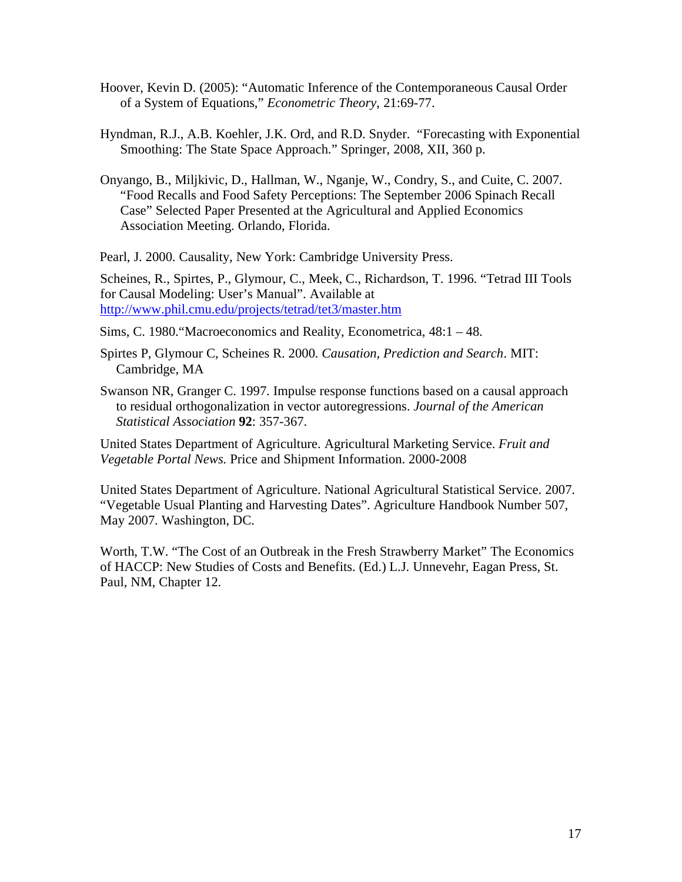Hoover, Kevin D. (2005): "Automatic Inference of the Contemporaneous Causal Order of a System of Equations," *Econometric Theory*, 21:69-77.

Hyndman, R.J., A.B. Koehler, J.K. Ord, and R.D. Snyder. "Forecasting with Exponential Smoothing: The State Space Approach." Springer, 2008, XII, 360 p.

Onyango, B., Miljkivic, D., Hallman, W., Nganje, W., Condry, S., and Cuite, C. 2007. "Food Recalls and Food Safety Perceptions: The September 2006 Spinach Recall Case" Selected Paper Presented at the Agricultural and Applied Economics Association Meeting. Orlando, Florida.

Pearl, J. 2000. Causality, New York: Cambridge University Press.

Scheines, R., Spirtes, P., Glymour, C., Meek, C., Richardson, T. 1996. "Tetrad III Tools for Causal Modeling: User's Manual". Available at http://www.phil.cmu.edu/projects/tetrad/tet3/master.htm

Sims, C. 1980."Macroeconomics and Reality, Econometrica, 48:1 – 48.

Spirtes P, Glymour C, Scheines R. 2000. *Causation, Prediction and Search*. MIT: Cambridge, MA

Swanson NR, Granger C. 1997. Impulse response functions based on a causal approach to residual orthogonalization in vector autoregressions. *Journal of the American Statistical Association* **92**: 357-367.

United States Department of Agriculture. Agricultural Marketing Service. *Fruit and Vegetable Portal News.* Price and Shipment Information. 2000-2008

United States Department of Agriculture. National Agricultural Statistical Service. 2007. "Vegetable Usual Planting and Harvesting Dates". Agriculture Handbook Number 507, May 2007. Washington, DC.

Worth, T.W. "The Cost of an Outbreak in the Fresh Strawberry Market" The Economics of HACCP: New Studies of Costs and Benefits. (Ed.) L.J. Unnevehr, Eagan Press, St. Paul, NM, Chapter 12.